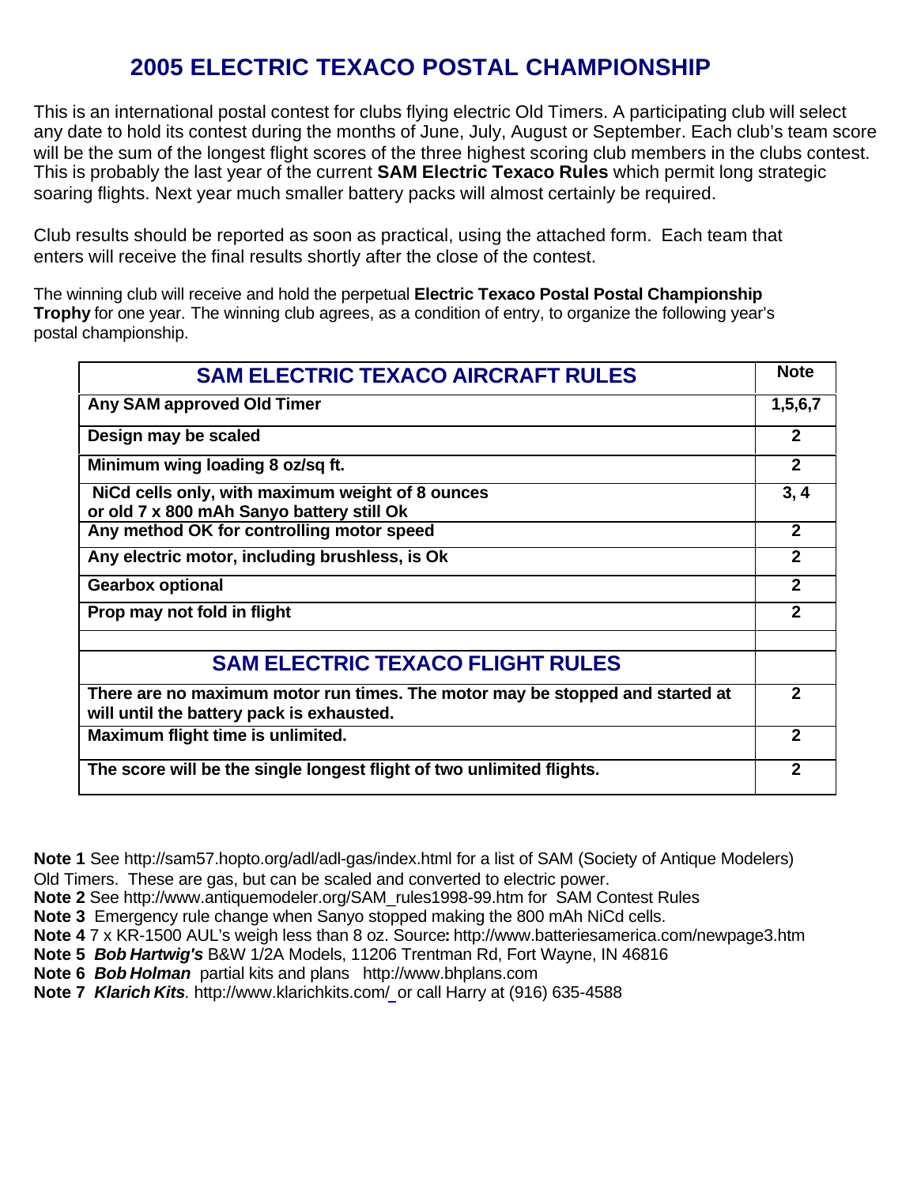# 2005 ELECTRIC TEXACO POSTAL CHAMPIONSHIP

This is an international postal contest for clubs flying electric Old Timers. A participating club will select any date to hold its contest during the months of June, July, August or September. Each club's team score will be the sum of the longest flight scores of the three highest scoring club members in the clubs contest. This is probably the last year of the current **SAM Electric Texaco Rules** which permit long strategic soaring flights. Next year much smaller battery packs will almost certainly be required.

Club results should be reported as soon as practical, using the attached form. Each team that enters will receive the final results shortly after the close of the contest.

The winning club will receive and hold the perpetual **Electric Texaco Postal Postal Championship Trophy** for one year. The winning club agrees, as a condition of entry, to organize the following year's postal championship.

| SAM ELECTRIC TEXACO AIRCRAFT RULES | Note |
|---|---|
| **Any SAM approved Old Timer** | **1,5,6,7** |
| **Design may be scaled** | **2** |
| **Minimum wing loading 8 oz/sq ft.** | **2** |
| **NiCd cells only, with maximum weight of 8 ounces or old 7 x 800 mAh Sanyo battery still Ok** | **3, 4** |
| **Any method OK for controlling motor speed** | **2** |
| **Any electric motor, including brushless, is Ok** | **2** |
| **Gearbox optional** | **2** |
| **Prop may not fold in flight** | **2** |
| | |
| **SAM ELECTRIC TEXACO FLIGHT RULES** | |
| **There are no maximum motor run times. The motor may be stopped and started at will until the battery pack is exhausted.** | **2** |
| **Maximum flight time is unlimited.** | **2** |
| **The score will be the single longest flight of two unlimited flights.** | **2** |

**Note 1** See http://sam57.hopto.org/adl/adl-gas/index.html for a list of SAM (Society of Antique Modelers) Old Timers. These are gas, but can be scaled and converted to electric power.
**Note 2** See http://www.antiquemodeler.org/SAM_rules1998-99.htm for SAM Contest Rules
**Note 3** Emergency rule change when Sanyo stopped making the 800 mAh NiCd cells.
**Note 4** 7 x KR-1500 AUL's weigh less than 8 oz. Source**:** http://www.batteriesamerica.com/newpage3.htm
**Note 5** ***Bob Hartwig's*** B&W 1/2A Models, 11206 Trentman Rd, Fort Wayne, IN 46816
**Note 6** ***Bob Holman*** partial kits and plans http://www.bhplans.com
**Note 7** ***Klarich Kits***. http://www.klarichkits.com/ or call Harry at (916) 635-4588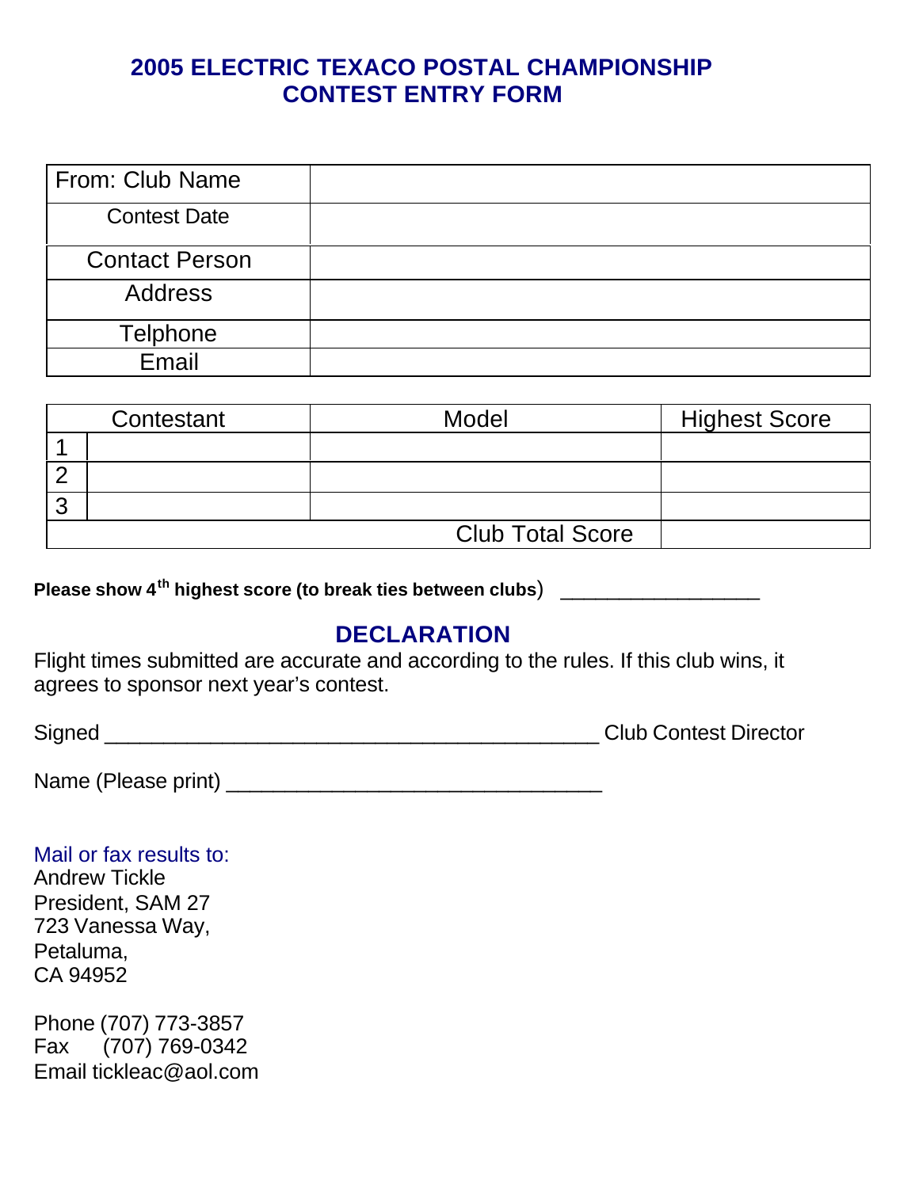# 2005 ELECTRIC TEXACO POSTAL CHAMPIONSHIP
# CONTEST ENTRY FORM

| | |
|---|---|
| From: Club Name | |
| Contest Date | |
| Contact Person | |
| Address | |
| Telphone | |
| Email | |

| Contestant | | Model | Highest Score |
|---|---|---|---|
| 1 | | | |
| 2 | | | |
| 3 | | | |
| | | Club Total Score | |

**Please show 4th highest score (to break ties between clubs**) ___________________

## DECLARATION

Flight times submitted are accurate and according to the rules. If this club wins, it agrees to sponsor next year's contest.

Signed _____________________________________________ Club Contest Director

Name (Please print) __________________________________

Mail or fax results to:
Andrew Tickle
President, SAM 27
723 Vanessa Way,
Petaluma,
CA 94952

Phone (707) 773-3857
Fax (707) 769-0342
Email tickleac@aol.com